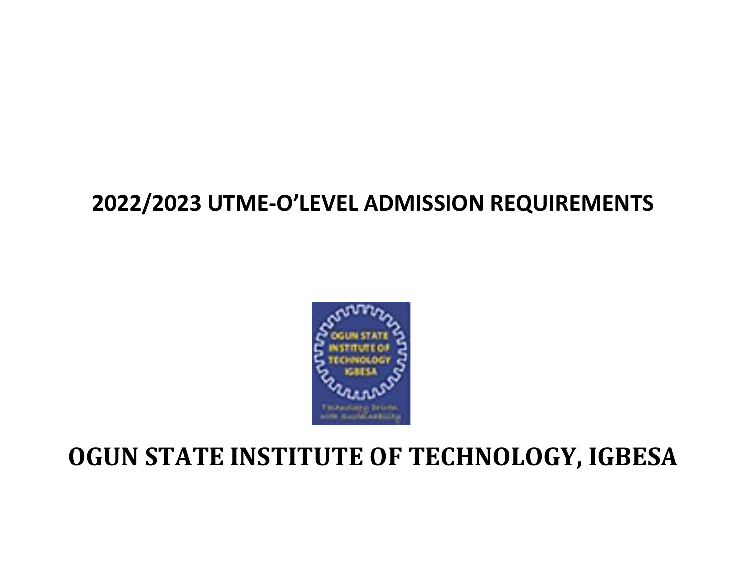# 2022/2023 UTME-O'LEVEL ADMISSION REQUIREMENTS

# OGUN STATE INSTITUTE OF TECHNOLOGY, IGBESA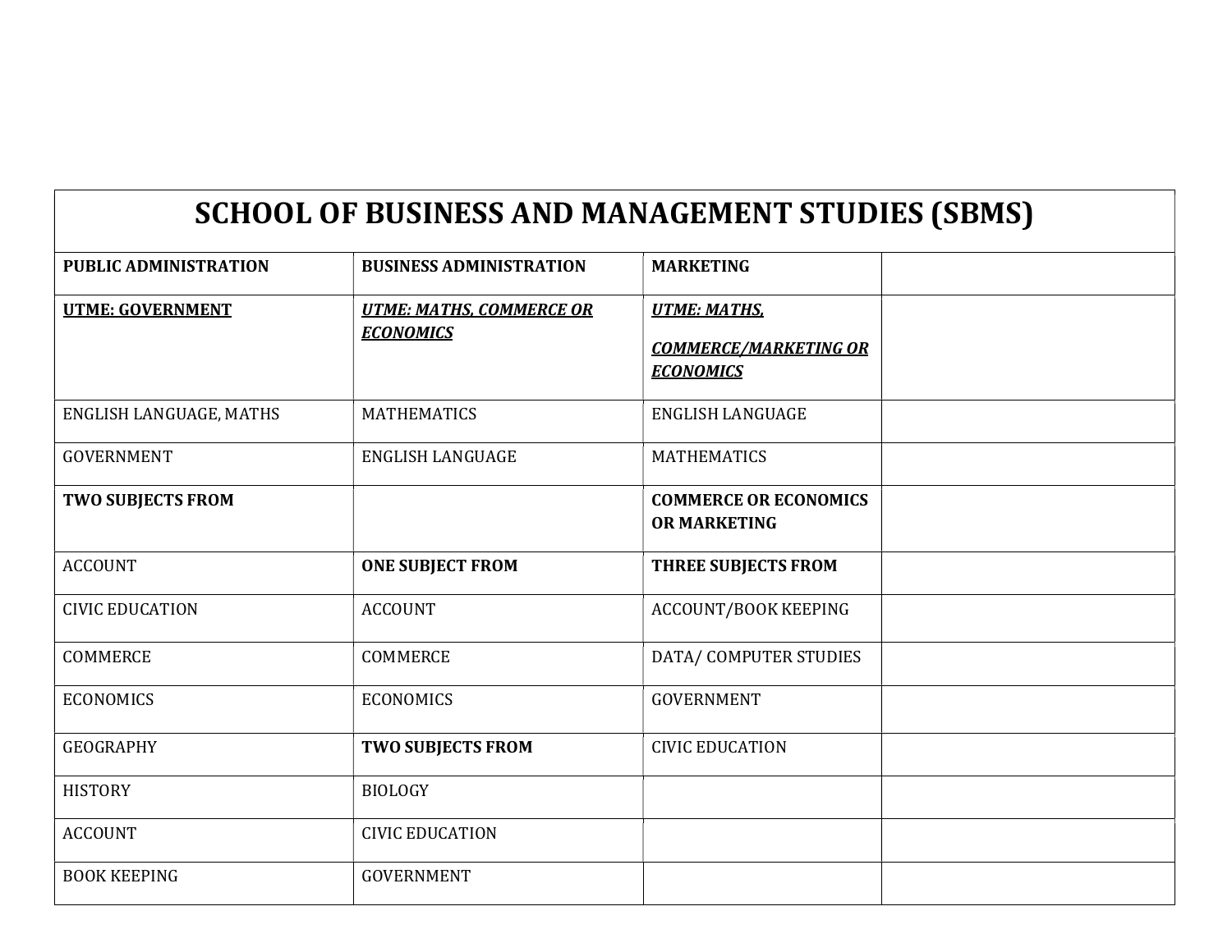# SCHOOL OF BUSINESS AND MANAGEMENT STUDIES (SBMS)

| PUBLIC ADMINISTRATION | BUSINESS ADMINISTRATION | MARKETING | |
|---|---|---|---|
| **UTME: GOVERNMENT** | ***UTME: MATHS, COMMERCE OR ECONOMICS*** | ***UTME: MATHS,*** ***COMMERCE/MARKETING OR ECONOMICS*** | |
| ENGLISH LANGUAGE, MATHS | MATHEMATICS | ENGLISH LANGUAGE | |
| GOVERNMENT | ENGLISH LANGUAGE | MATHEMATICS | |
| **TWO SUBJECTS FROM** | | **COMMERCE OR ECONOMICS OR MARKETING** | |
| ACCOUNT | **ONE SUBJECT FROM** | **THREE SUBJECTS FROM** | |
| CIVIC EDUCATION | ACCOUNT | ACCOUNT/BOOK KEEPING | |
| COMMERCE | COMMERCE | DATA/ COMPUTER STUDIES | |
| ECONOMICS | ECONOMICS | GOVERNMENT | |
| GEOGRAPHY | **TWO SUBJECTS FROM** | CIVIC EDUCATION | |
| HISTORY | BIOLOGY | | |
| ACCOUNT | CIVIC EDUCATION | | |
| BOOK KEEPING | GOVERNMENT | | |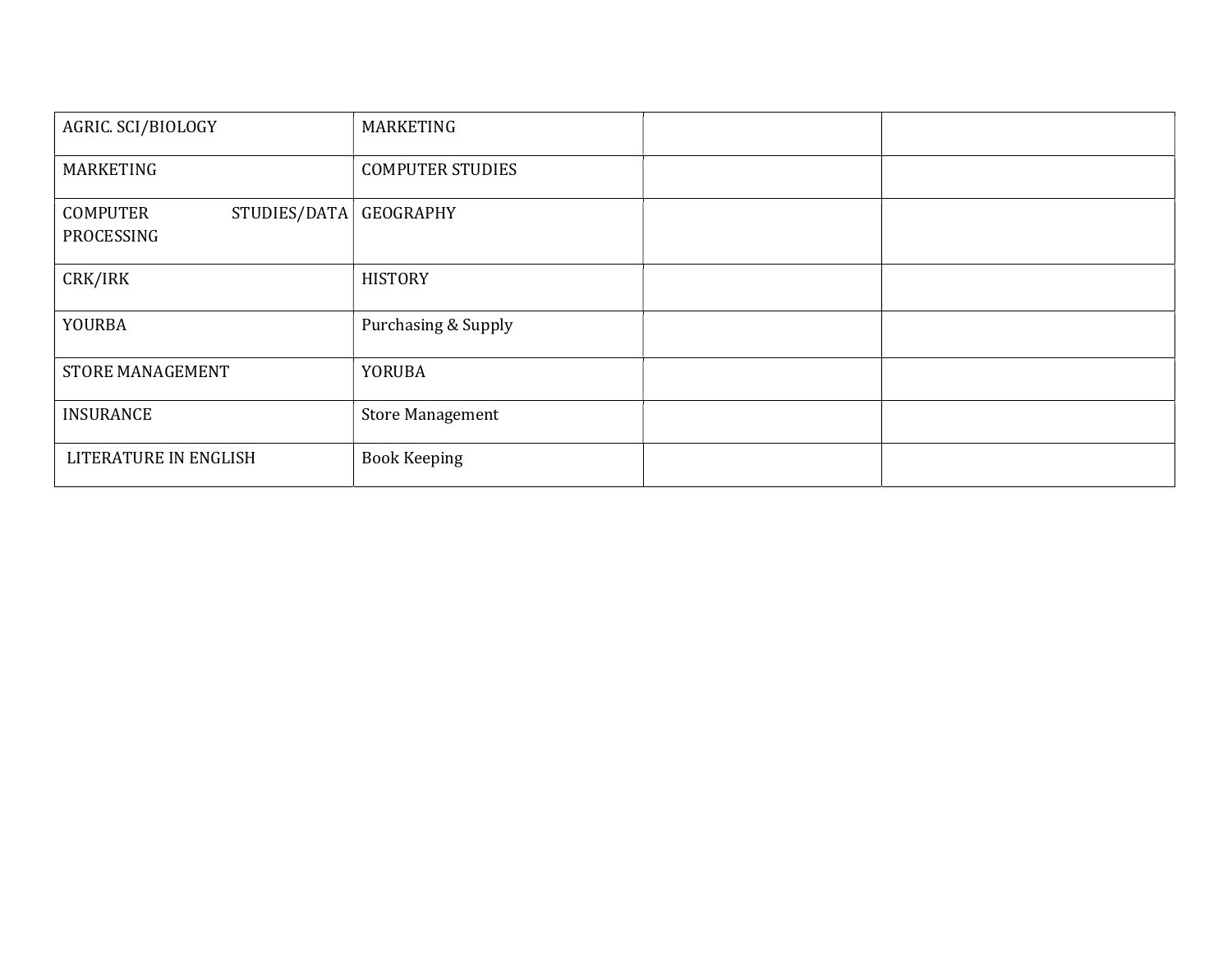| | | | |
|---|---|---|---|
| AGRIC. SCI/BIOLOGY | MARKETING | | |
| MARKETING | COMPUTER STUDIES | | |
| COMPUTER STUDIES/DATA PROCESSING | GEOGRAPHY | | |
| CRK/IRK | HISTORY | | |
| YOURBA | Purchasing & Supply | | |
| STORE MANAGEMENT | YORUBA | | |
| INSURANCE | Store Management | | |
| LITERATURE IN ENGLISH | Book Keeping | | |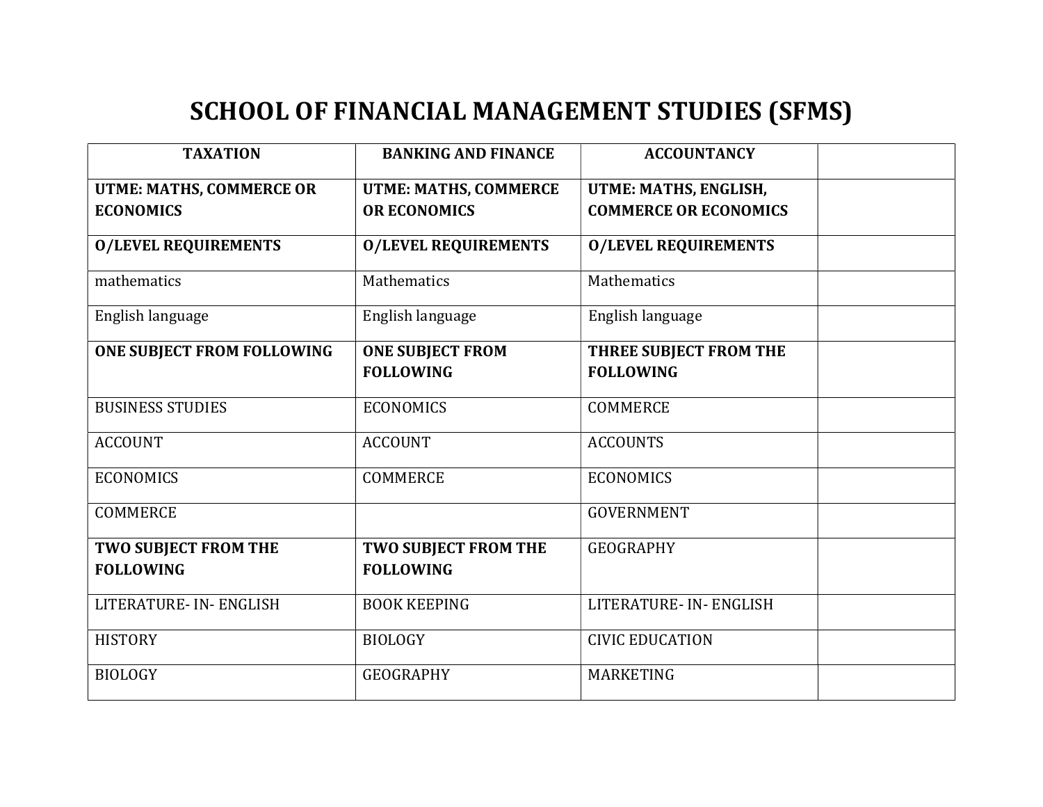# SCHOOL OF FINANCIAL MANAGEMENT STUDIES (SFMS)

| TAXATION | BANKING AND FINANCE | ACCOUNTANCY | |
|---|---|---|---|
| **UTME: MATHS, COMMERCE OR ECONOMICS** | **UTME: MATHS, COMMERCE OR ECONOMICS** | **UTME: MATHS, ENGLISH, COMMERCE OR ECONOMICS** | |
| **O/LEVEL REQUIREMENTS** | **O/LEVEL REQUIREMENTS** | **O/LEVEL REQUIREMENTS** | |
| mathematics | Mathematics | Mathematics | |
| English language | English language | English language | |
| **ONE SUBJECT FROM FOLLOWING** | **ONE SUBJECT FROM FOLLOWING** | **THREE SUBJECT FROM THE FOLLOWING** | |
| BUSINESS STUDIES | ECONOMICS | COMMERCE | |
| ACCOUNT | ACCOUNT | ACCOUNTS | |
| ECONOMICS | COMMERCE | ECONOMICS | |
| COMMERCE | | GOVERNMENT | |
| **TWO SUBJECT FROM THE FOLLOWING** | **TWO SUBJECT FROM THE FOLLOWING** | GEOGRAPHY | |
| LITERATURE- IN- ENGLISH | BOOK KEEPING | LITERATURE- IN- ENGLISH | |
| HISTORY | BIOLOGY | CIVIC EDUCATION | |
| BIOLOGY | GEOGRAPHY | MARKETING | |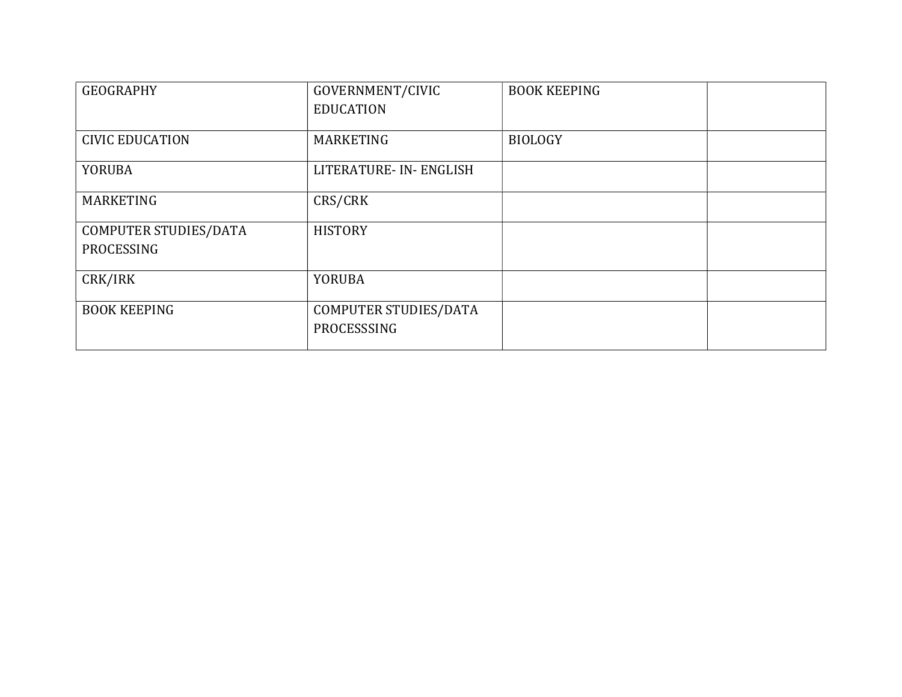| GEOGRAPHY | GOVERNMENT/CIVIC EDUCATION | BOOK KEEPING | |
|---|---|---|---|
| CIVIC EDUCATION | MARKETING | BIOLOGY | |
| YORUBA | LITERATURE- IN- ENGLISH | | |
| MARKETING | CRS/CRK | | |
| COMPUTER STUDIES/DATA PROCESSING | HISTORY | | |
| CRK/IRK | YORUBA | | |
| BOOK KEEPING | COMPUTER STUDIES/DATA PROCESSSING | | |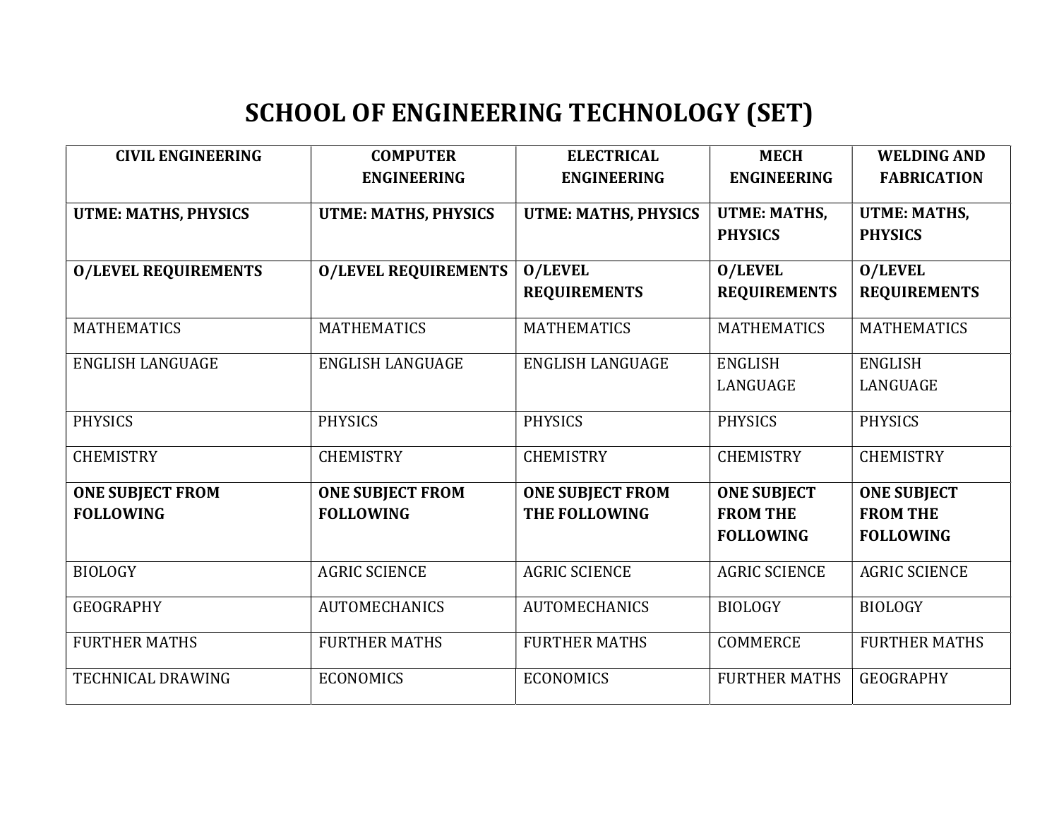# SCHOOL OF ENGINEERING TECHNOLOGY (SET)

| CIVIL ENGINEERING | COMPUTER ENGINEERING | ELECTRICAL ENGINEERING | MECH ENGINEERING | WELDING AND FABRICATION |
|---|---|---|---|---|
| **UTME: MATHS, PHYSICS** | **UTME: MATHS, PHYSICS** | **UTME: MATHS, PHYSICS** | **UTME: MATHS, PHYSICS** | **UTME: MATHS, PHYSICS** |
| **O/LEVEL REQUIREMENTS** | **O/LEVEL REQUIREMENTS** | **O/LEVEL REQUIREMENTS** | **O/LEVEL REQUIREMENTS** | **O/LEVEL REQUIREMENTS** |
| MATHEMATICS | MATHEMATICS | MATHEMATICS | MATHEMATICS | MATHEMATICS |
| ENGLISH LANGUAGE | ENGLISH LANGUAGE | ENGLISH LANGUAGE | ENGLISH LANGUAGE | ENGLISH LANGUAGE |
| PHYSICS | PHYSICS | PHYSICS | PHYSICS | PHYSICS |
| CHEMISTRY | CHEMISTRY | CHEMISTRY | CHEMISTRY | CHEMISTRY |
| **ONE SUBJECT FROM FOLLOWING** | **ONE SUBJECT FROM FOLLOWING** | **ONE SUBJECT FROM THE FOLLOWING** | **ONE SUBJECT FROM THE FOLLOWING** | **ONE SUBJECT FROM THE FOLLOWING** |
| BIOLOGY | AGRIC SCIENCE | AGRIC SCIENCE | AGRIC SCIENCE | AGRIC SCIENCE |
| GEOGRAPHY | AUTOMECHANICS | AUTOMECHANICS | BIOLOGY | BIOLOGY |
| FURTHER MATHS | FURTHER MATHS | FURTHER MATHS | COMMERCE | FURTHER MATHS |
| TECHNICAL DRAWING | ECONOMICS | ECONOMICS | FURTHER MATHS | GEOGRAPHY |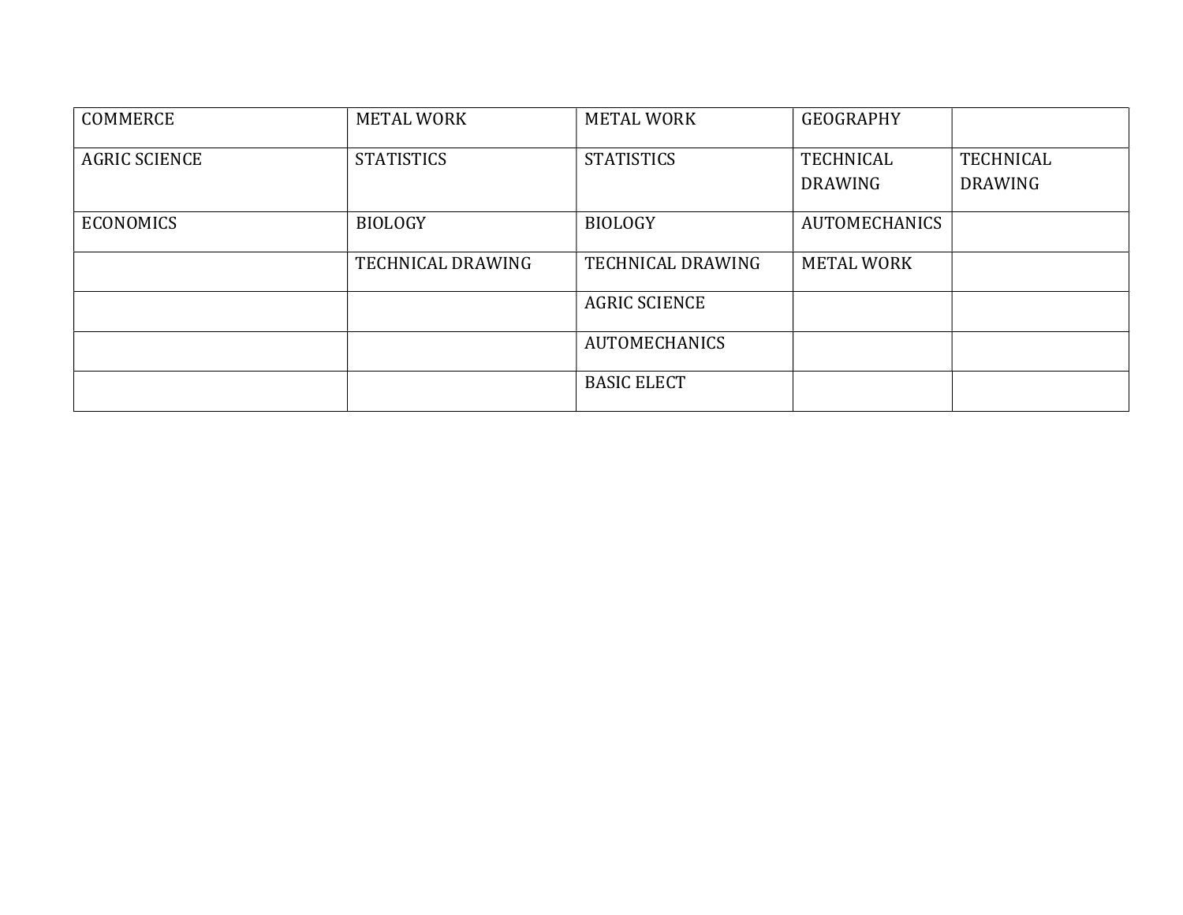| COMMERCE | METAL WORK | METAL WORK | GEOGRAPHY | |
|---|---|---|---|---|
| AGRIC SCIENCE | STATISTICS | STATISTICS | TECHNICAL DRAWING | TECHNICAL DRAWING |
| ECONOMICS | BIOLOGY | BIOLOGY | AUTOMECHANICS | |
| | TECHNICAL DRAWING | TECHNICAL DRAWING | METAL WORK | |
| | | AGRIC SCIENCE | | |
| | | AUTOMECHANICS | | |
| | | BASIC ELECT | | |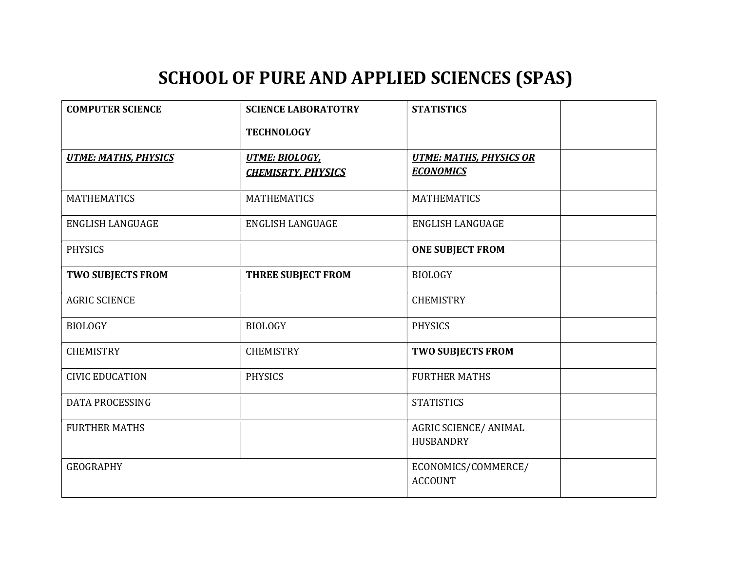# SCHOOL OF PURE AND APPLIED SCIENCES (SPAS)

| **COMPUTER SCIENCE** | **SCIENCE LABORATOTRY TECHNOLOGY** | **STATISTICS** | |
|---|---|---|---|
| ***UTME: MATHS, PHYSICS*** | ***UTME: BIOLOGY, CHEMISRTY, PHYSICS*** | ***UTME: MATHS, PHYSICS OR ECONOMICS*** | |
| MATHEMATICS | MATHEMATICS | MATHEMATICS | |
| ENGLISH LANGUAGE | ENGLISH LANGUAGE | ENGLISH LANGUAGE | |
| PHYSICS | | **ONE SUBJECT FROM** | |
| **TWO SUBJECTS FROM** | **THREE SUBJECT FROM** | BIOLOGY | |
| AGRIC SCIENCE | | CHEMISTRY | |
| BIOLOGY | BIOLOGY | PHYSICS | |
| CHEMISTRY | CHEMISTRY | **TWO SUBJECTS FROM** | |
| CIVIC EDUCATION | PHYSICS | FURTHER MATHS | |
| DATA PROCESSING | | STATISTICS | |
| FURTHER MATHS | | AGRIC SCIENCE/ ANIMAL HUSBANDRY | |
| GEOGRAPHY | | ECONOMICS/COMMERCE/ ACCOUNT | |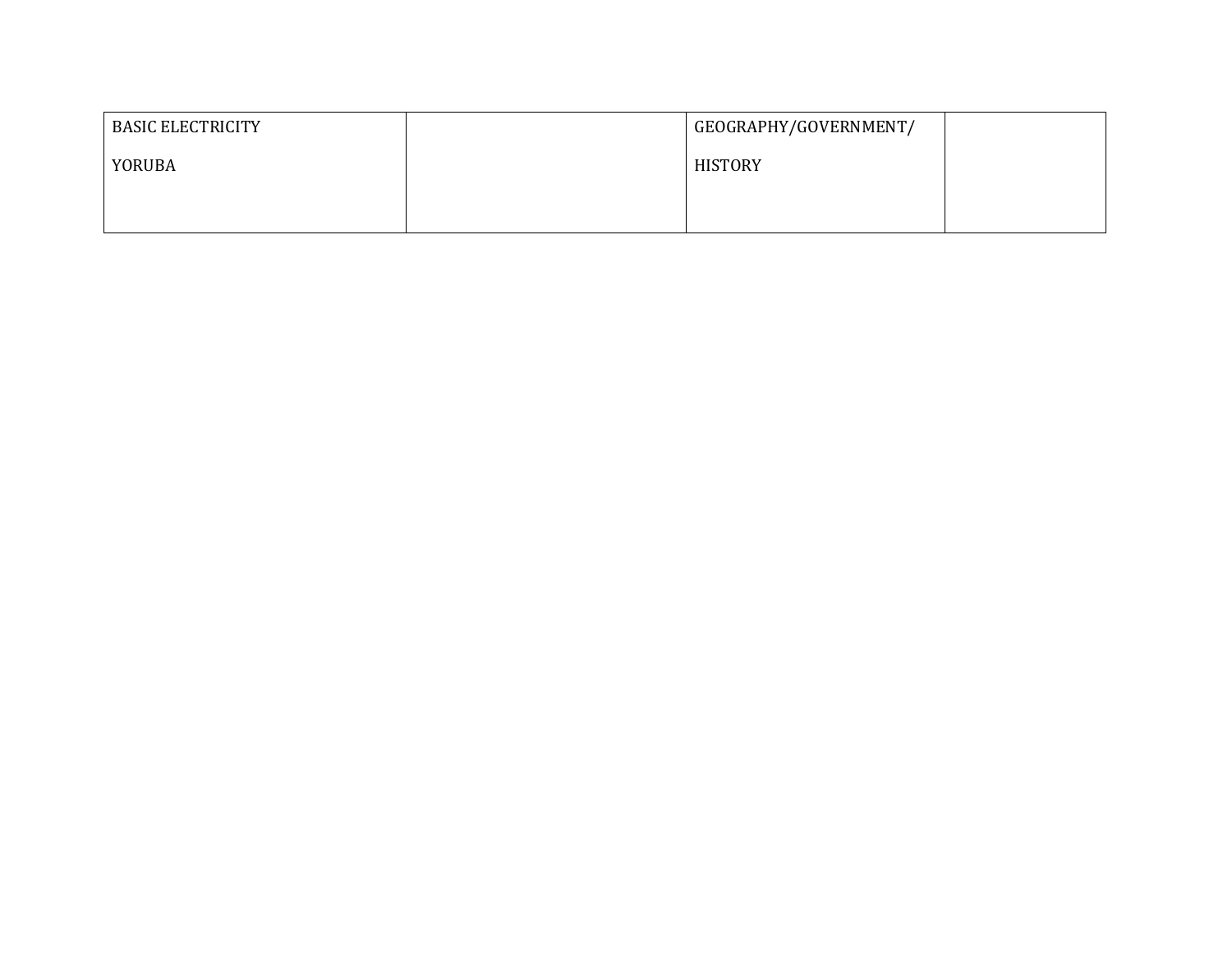| BASIC ELECTRICITY<br><br>YORUBA | | GEOGRAPHY/GOVERNMENT/<br><br>HISTORY | |
|---|---|---|---|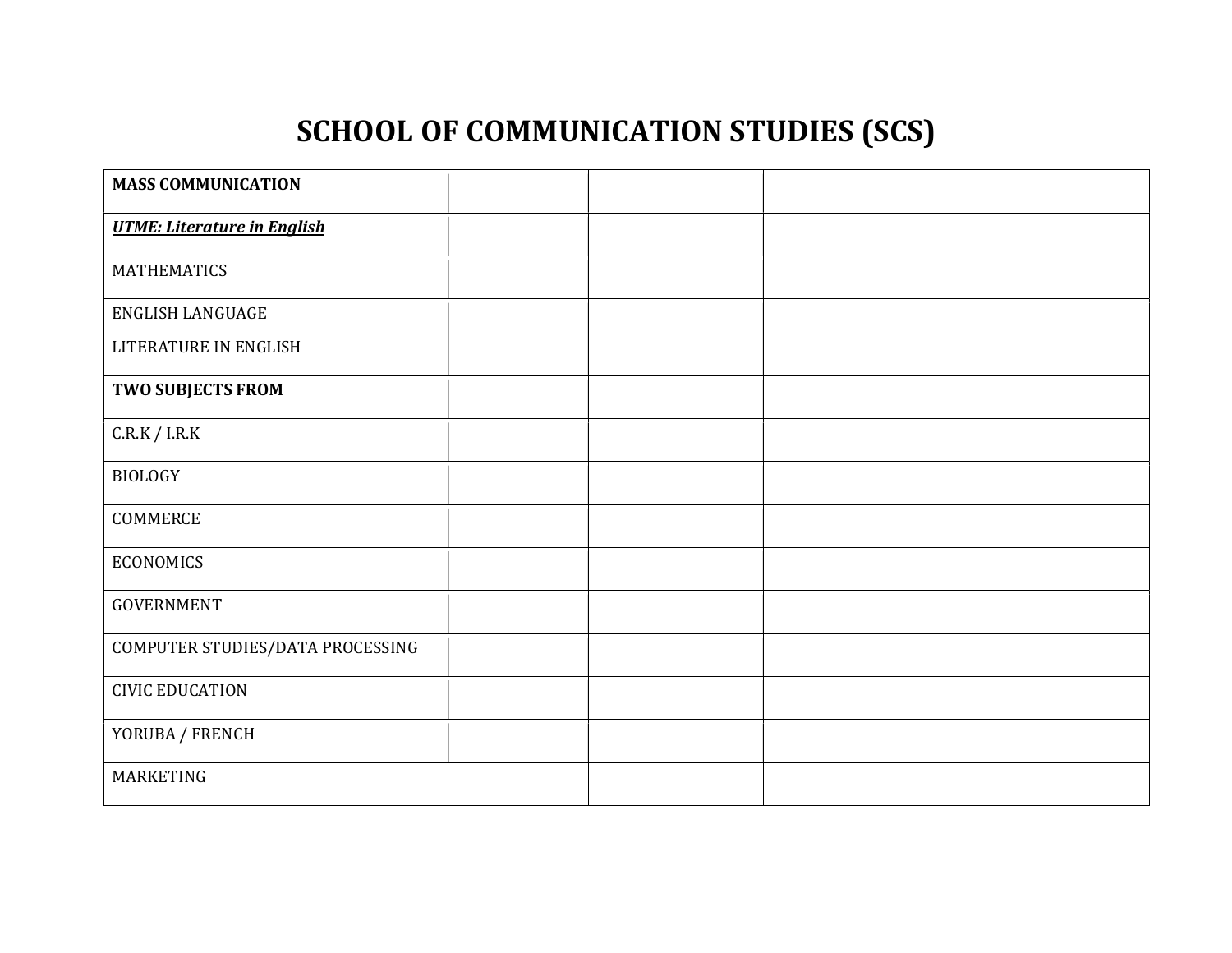# SCHOOL OF COMMUNICATION STUDIES (SCS)

| **MASS COMMUNICATION** | | | |
| --- | --- | --- | --- |
| ***UTME: Literature in English*** | | | |
| MATHEMATICS | | | |
| ENGLISH LANGUAGE<br>LITERATURE IN ENGLISH | | | |
| **TWO SUBJECTS FROM** | | | |
| C.R.K / I.R.K | | | |
| BIOLOGY | | | |
| COMMERCE | | | |
| ECONOMICS | | | |
| GOVERNMENT | | | |
| COMPUTER STUDIES/DATA PROCESSING | | | |
| CIVIC EDUCATION | | | |
| YORUBA / FRENCH | | | |
| MARKETING | | | |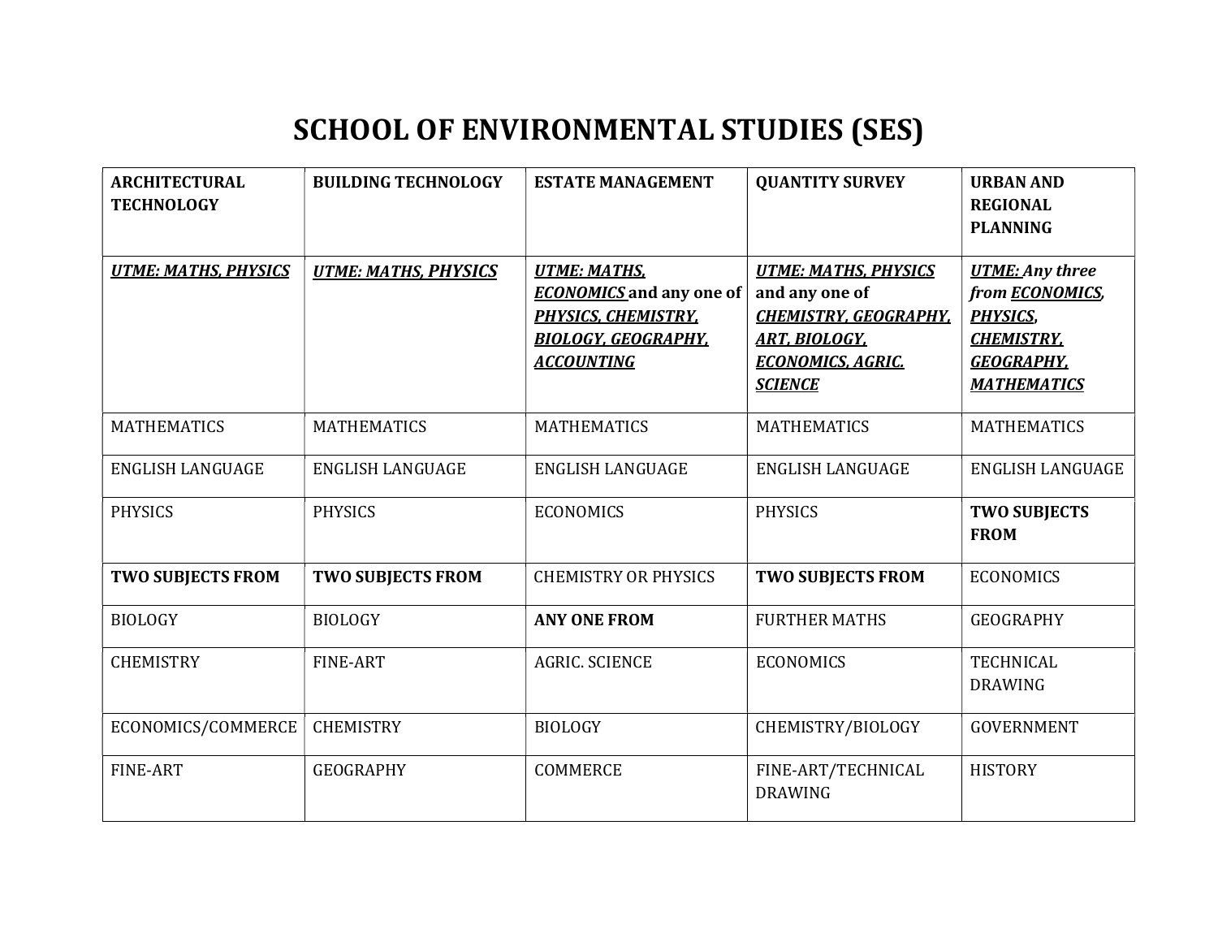# SCHOOL OF ENVIRONMENTAL STUDIES (SES)

| ARCHITECTURAL TECHNOLOGY | BUILDING TECHNOLOGY | ESTATE MANAGEMENT | QUANTITY SURVEY | URBAN AND REGIONAL PLANNING |
|---|---|---|---|---|
| ***UTME: MATHS, PHYSICS*** | ***UTME: MATHS, PHYSICS*** | ***UTME: MATHS, ECONOMICS*** **and any one of** ***PHYSICS, CHEMISTRY, BIOLOGY, GEOGRAPHY, ACCOUNTING*** | ***UTME: MATHS, PHYSICS*** **and any one of** ***CHEMISTRY, GEOGRAPHY, ART, BIOLOGY, ECONOMICS, AGRIC. SCIENCE*** | ***UTME:*** ***Any three from*** ***ECONOMICS, PHYSICS, CHEMISTRY, GEOGRAPHY, MATHEMATICS*** |
| MATHEMATICS | MATHEMATICS | MATHEMATICS | MATHEMATICS | MATHEMATICS |
| ENGLISH LANGUAGE | ENGLISH LANGUAGE | ENGLISH LANGUAGE | ENGLISH LANGUAGE | ENGLISH LANGUAGE |
| PHYSICS | PHYSICS | ECONOMICS | PHYSICS | **TWO SUBJECTS FROM** |
| **TWO SUBJECTS FROM** | **TWO SUBJECTS FROM** | CHEMISTRY OR PHYSICS | **TWO SUBJECTS FROM** | ECONOMICS |
| BIOLOGY | BIOLOGY | **ANY ONE FROM** | FURTHER MATHS | GEOGRAPHY |
| CHEMISTRY | FINE-ART | AGRIC. SCIENCE | ECONOMICS | TECHNICAL DRAWING |
| ECONOMICS/COMMERCE | CHEMISTRY | BIOLOGY | CHEMISTRY/BIOLOGY | GOVERNMENT |
| FINE-ART | GEOGRAPHY | COMMERCE | FINE-ART/TECHNICAL DRAWING | HISTORY |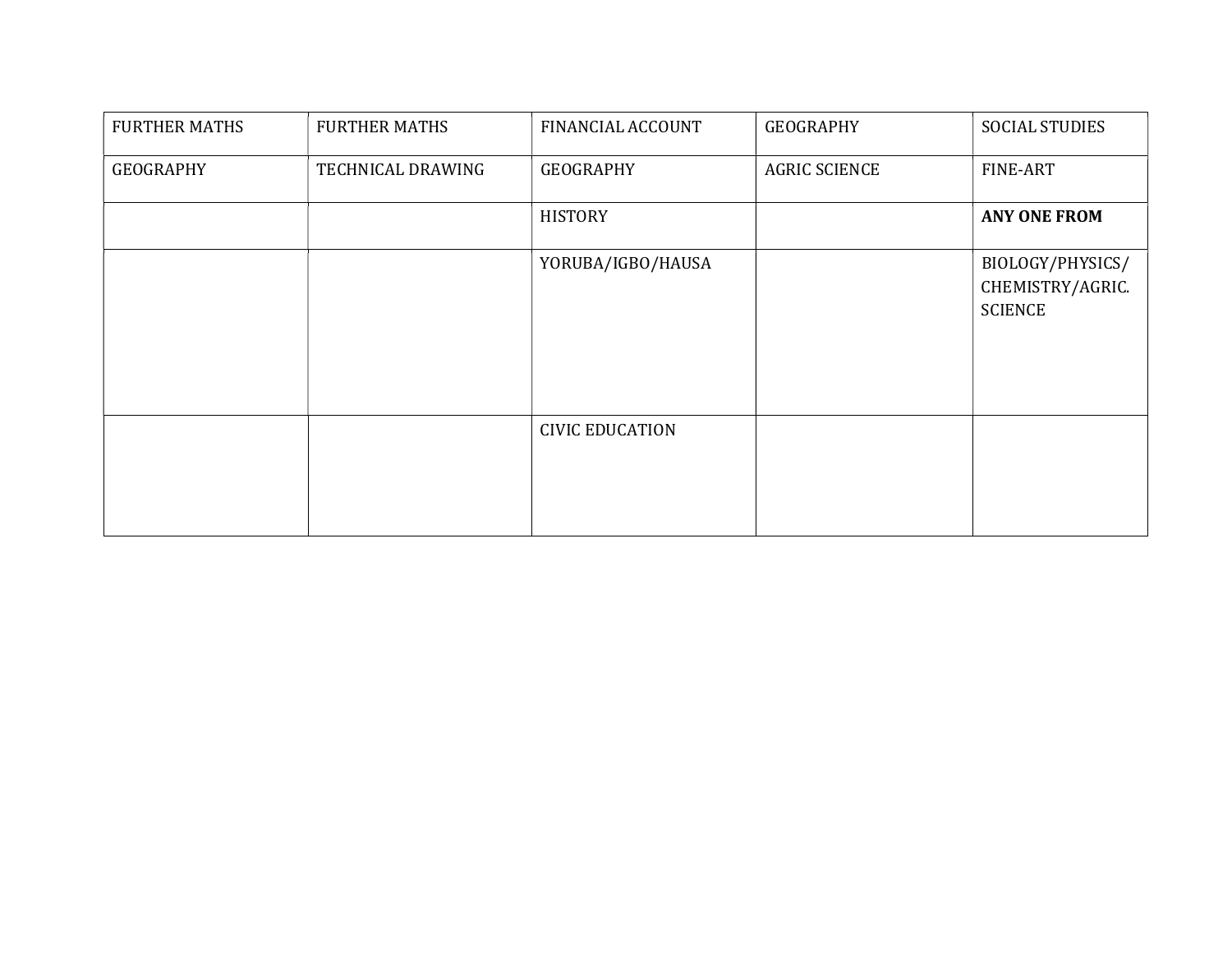| | | | | |
|---|---|---|---|---|
| FURTHER MATHS | FURTHER MATHS | FINANCIAL ACCOUNT | GEOGRAPHY | SOCIAL STUDIES |
| GEOGRAPHY | TECHNICAL DRAWING | GEOGRAPHY | AGRIC SCIENCE | FINE-ART |
| | | HISTORY | | **ANY ONE FROM** |
| | | YORUBA/IGBO/HAUSA | | BIOLOGY/PHYSICS/ CHEMISTRY/AGRIC. SCIENCE |
| | | CIVIC EDUCATION | | |